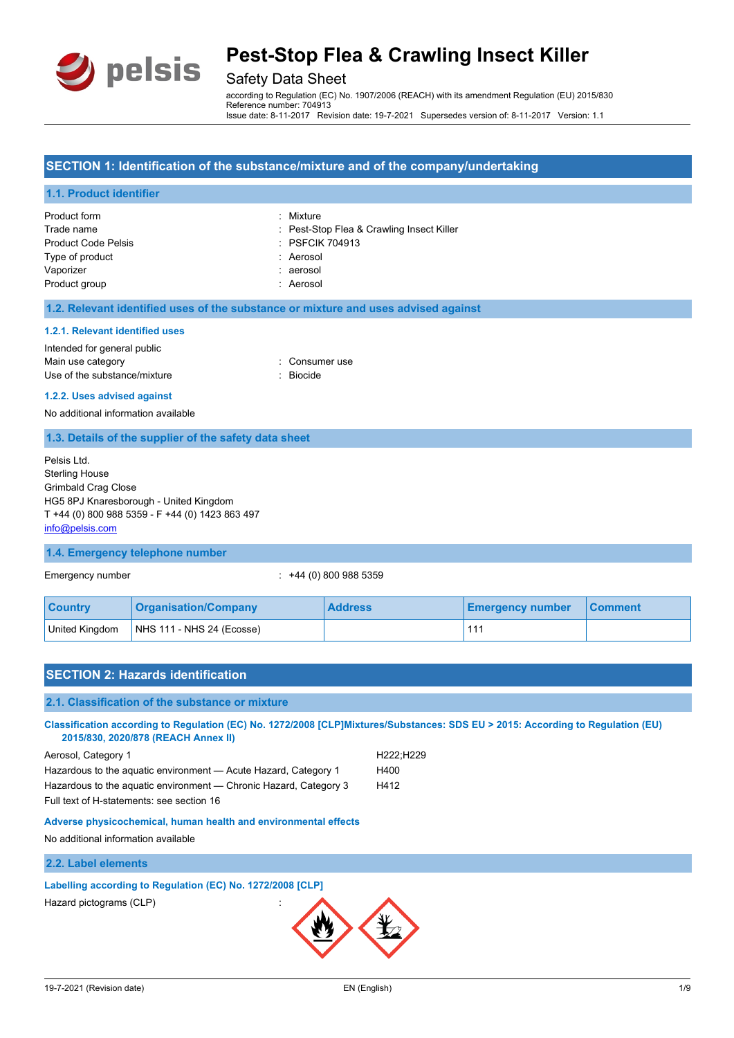# Pest-Stop Flea & Crawling Insect Killer

## Safety Data Sheet

according to Regulation (EC) No. 1907/2006 (REACH) with its amendment Regulation (EU) 2015/830
Reference number: 704913
Issue date: 8-11-2017 Revision date: 19-7-2021 Supersedes version of: 8-11-2017 Version: 1.1

## SECTION 1: Identification of the substance/mixture and of the company/undertaking

### 1.1. Product identifier

Product form : Mixture
Trade name : Pest-Stop Flea & Crawling Insect Killer
Product Code Pelsis : PSFCIK 704913
Type of product : Aerosol
Vaporizer : aerosol
Product group : Aerosol

### 1.2. Relevant identified uses of the substance or mixture and uses advised against

#### 1.2.1. Relevant identified uses

Intended for general public
Main use category : Consumer use
Use of the substance/mixture : Biocide

#### 1.2.2. Uses advised against

No additional information available

### 1.3. Details of the supplier of the safety data sheet

Pelsis Ltd.
Sterling House
Grimbald Crag Close
HG5 8PJ Knaresborough - United Kingdom
T +44 (0) 800 988 5359 - F +44 (0) 1423 863 497
info@pelsis.com

### 1.4. Emergency telephone number

Emergency number : +44 (0) 800 988 5359

| Country | Organisation/Company | Address | Emergency number | Comment |
|---|---|---|---|---|
| United Kingdom | NHS 111 - NHS 24 (Ecosse) | | 111 | |

## SECTION 2: Hazards identification

### 2.1. Classification of the substance or mixture

**Classification according to Regulation (EC) No. 1272/2008 [CLP]Mixtures/Substances: SDS EU > 2015: According to Regulation (EU) 2015/830, 2020/878 (REACH Annex II)**

| | |
|---|---|
| Aerosol, Category 1 | H222;H229 |
| Hazardous to the aquatic environment — Acute Hazard, Category 1 | H400 |
| Hazardous to the aquatic environment — Chronic Hazard, Category 3 | H412 |

Full text of H-statements: see section 16

**Adverse physicochemical, human health and environmental effects**

No additional information available

### 2.2. Label elements

**Labelling according to Regulation (EC) No. 1272/2008 [CLP]**

Hazard pictograms (CLP) :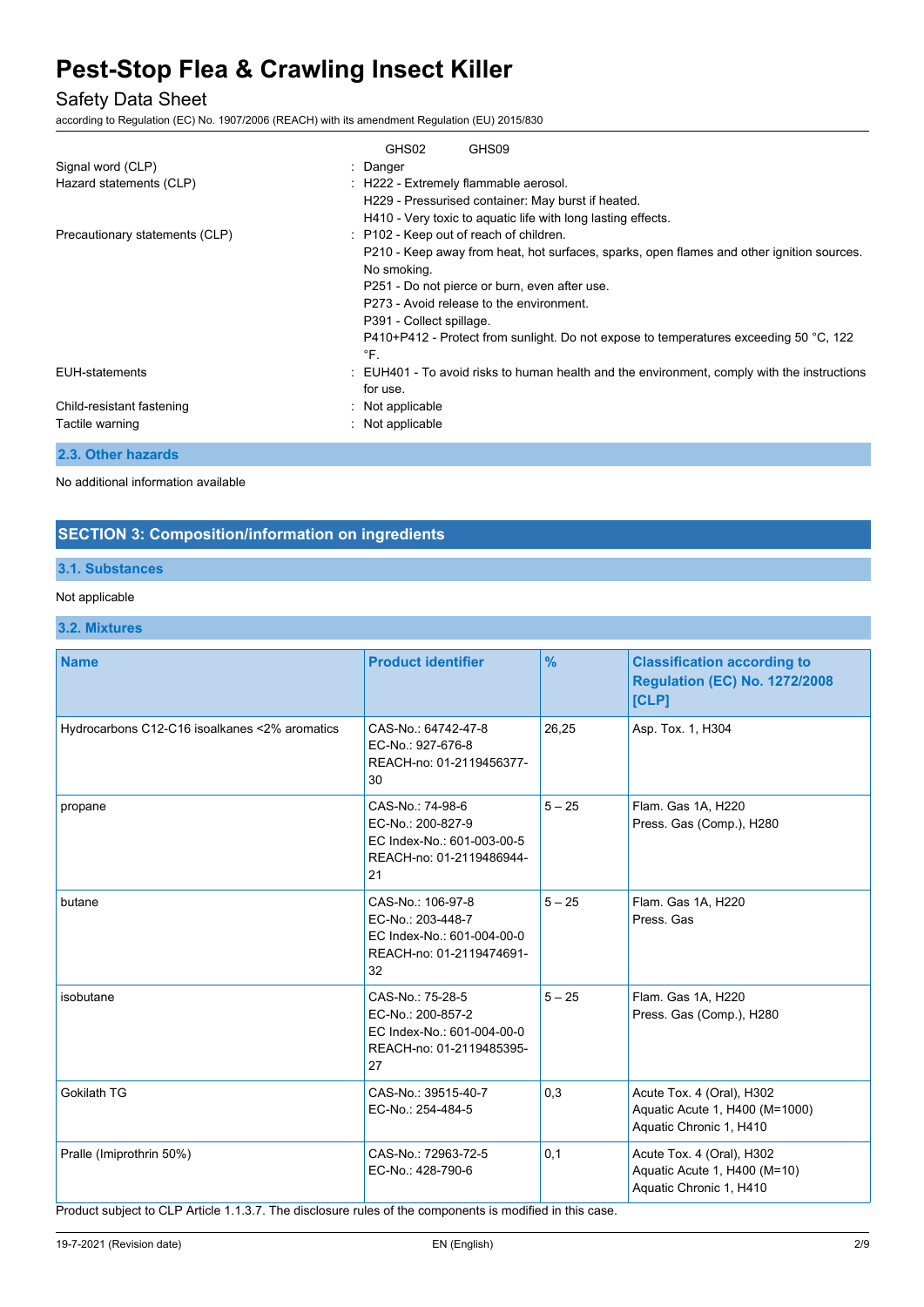GHS02 GHS09

| | |
|---|---|
| Signal word (CLP) | : Danger |
| Hazard statements (CLP) | : H222 - Extremely flammable aerosol.<br>H229 - Pressurised container: May burst if heated.<br>H410 - Very toxic to aquatic life with long lasting effects. |
| Precautionary statements (CLP) | : P102 - Keep out of reach of children.<br>P210 - Keep away from heat, hot surfaces, sparks, open flames and other ignition sources. No smoking.<br>P251 - Do not pierce or burn, even after use.<br>P273 - Avoid release to the environment.<br>P391 - Collect spillage.<br>P410+P412 - Protect from sunlight. Do not expose to temperatures exceeding 50 °C, 122 °F. |
| EUH-statements | : EUH401 - To avoid risks to human health and the environment, comply with the instructions for use. |
| Child-resistant fastening | : Not applicable |
| Tactile warning | : Not applicable |

### 2.3. Other hazards

No additional information available

## SECTION 3: Composition/information on ingredients

### 3.1. Substances

Not applicable

### 3.2. Mixtures

| Name | Product identifier | % | Classification according to Regulation (EC) No. 1272/2008 [CLP] |
|---|---|---|---|
| Hydrocarbons C12-C16 isoalkanes <2% aromatics | CAS-No.: 64742-47-8<br>EC-No.: 927-676-8<br>REACH-no: 01-2119456377-30 | 26,25 | Asp. Tox. 1, H304 |
| propane | CAS-No.: 74-98-6<br>EC-No.: 200-827-9<br>EC Index-No.: 601-003-00-5<br>REACH-no: 01-2119486944-21 | 5 – 25 | Flam. Gas 1A, H220<br>Press. Gas (Comp.), H280 |
| butane | CAS-No.: 106-97-8<br>EC-No.: 203-448-7<br>EC Index-No.: 601-004-00-0<br>REACH-no: 01-2119474691-32 | 5 – 25 | Flam. Gas 1A, H220<br>Press. Gas |
| isobutane | CAS-No.: 75-28-5<br>EC-No.: 200-857-2<br>EC Index-No.: 601-004-00-0<br>REACH-no: 01-2119485395-27 | 5 – 25 | Flam. Gas 1A, H220<br>Press. Gas (Comp.), H280 |
| Gokilath TG | CAS-No.: 39515-40-7<br>EC-No.: 254-484-5 | 0,3 | Acute Tox. 4 (Oral), H302<br>Aquatic Acute 1, H400 (M=1000)<br>Aquatic Chronic 1, H410 |
| Pralle (Imiprothrin 50%) | CAS-No.: 72963-72-5<br>EC-No.: 428-790-6 | 0,1 | Acute Tox. 4 (Oral), H302<br>Aquatic Acute 1, H400 (M=10)<br>Aquatic Chronic 1, H410 |

Product subject to CLP Article 1.1.3.7. The disclosure rules of the components is modified in this case.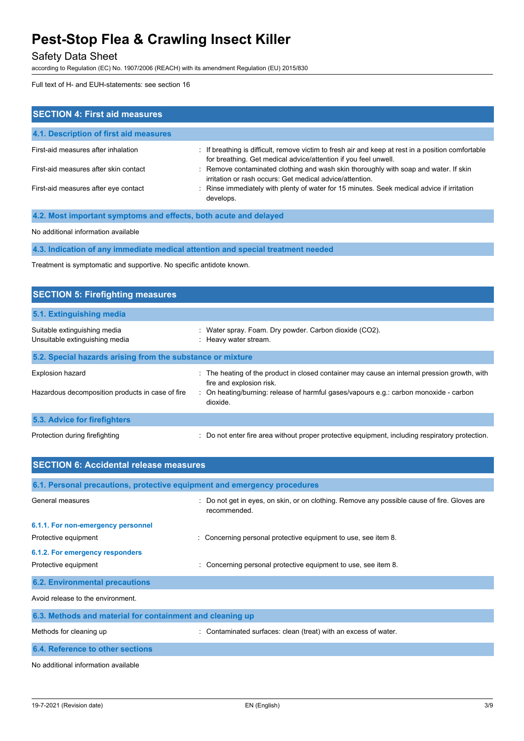Full text of H- and EUH-statements: see section 16

## SECTION 4: First aid measures

### 4.1. Description of first aid measures

| | |
|---|---|
| First-aid measures after inhalation | : If breathing is difficult, remove victim to fresh air and keep at rest in a position comfortable for breathing. Get medical advice/attention if you feel unwell. |
| First-aid measures after skin contact | : Remove contaminated clothing and wash skin thoroughly with soap and water. If skin irritation or rash occurs: Get medical advice/attention. |
| First-aid measures after eye contact | : Rinse immediately with plenty of water for 15 minutes. Seek medical advice if irritation develops. |

### 4.2. Most important symptoms and effects, both acute and delayed

No additional information available

### 4.3. Indication of any immediate medical attention and special treatment needed

Treatment is symptomatic and supportive. No specific antidote known.

## SECTION 5: Firefighting measures

### 5.1. Extinguishing media

| | |
|---|---|
| Suitable extinguishing media | : Water spray. Foam. Dry powder. Carbon dioxide ($CO_2$). |
| Unsuitable extinguishing media | : Heavy water stream. |

### 5.2. Special hazards arising from the substance or mixture

| | |
|---|---|
| Explosion hazard | : The heating of the product in closed container may cause an internal pression growth, with fire and explosion risk. |
| Hazardous decomposition products in case of fire | : On heating/burning: release of harmful gases/vapours e.g.: carbon monoxide - carbon dioxide. |

### 5.3. Advice for firefighters

| | |
|---|---|
| Protection during firefighting | : Do not enter fire area without proper protective equipment, including respiratory protection. |

## SECTION 6: Accidental release measures

### 6.1. Personal precautions, protective equipment and emergency procedures

| | |
|---|---|
| General measures | : Do not get in eyes, on skin, or on clothing. Remove any possible cause of fire. Gloves are recommended. |

#### 6.1.1. For non-emergency personnel

| | |
|---|---|
| Protective equipment | : Concerning personal protective equipment to use, see item 8. |

#### 6.1.2. For emergency responders

| | |
|---|---|
| Protective equipment | : Concerning personal protective equipment to use, see item 8. |

### 6.2. Environmental precautions

Avoid release to the environment.

### 6.3. Methods and material for containment and cleaning up

| | |
|---|---|
| Methods for cleaning up | : Contaminated surfaces: clean (treat) with an excess of water. |

### 6.4. Reference to other sections

No additional information available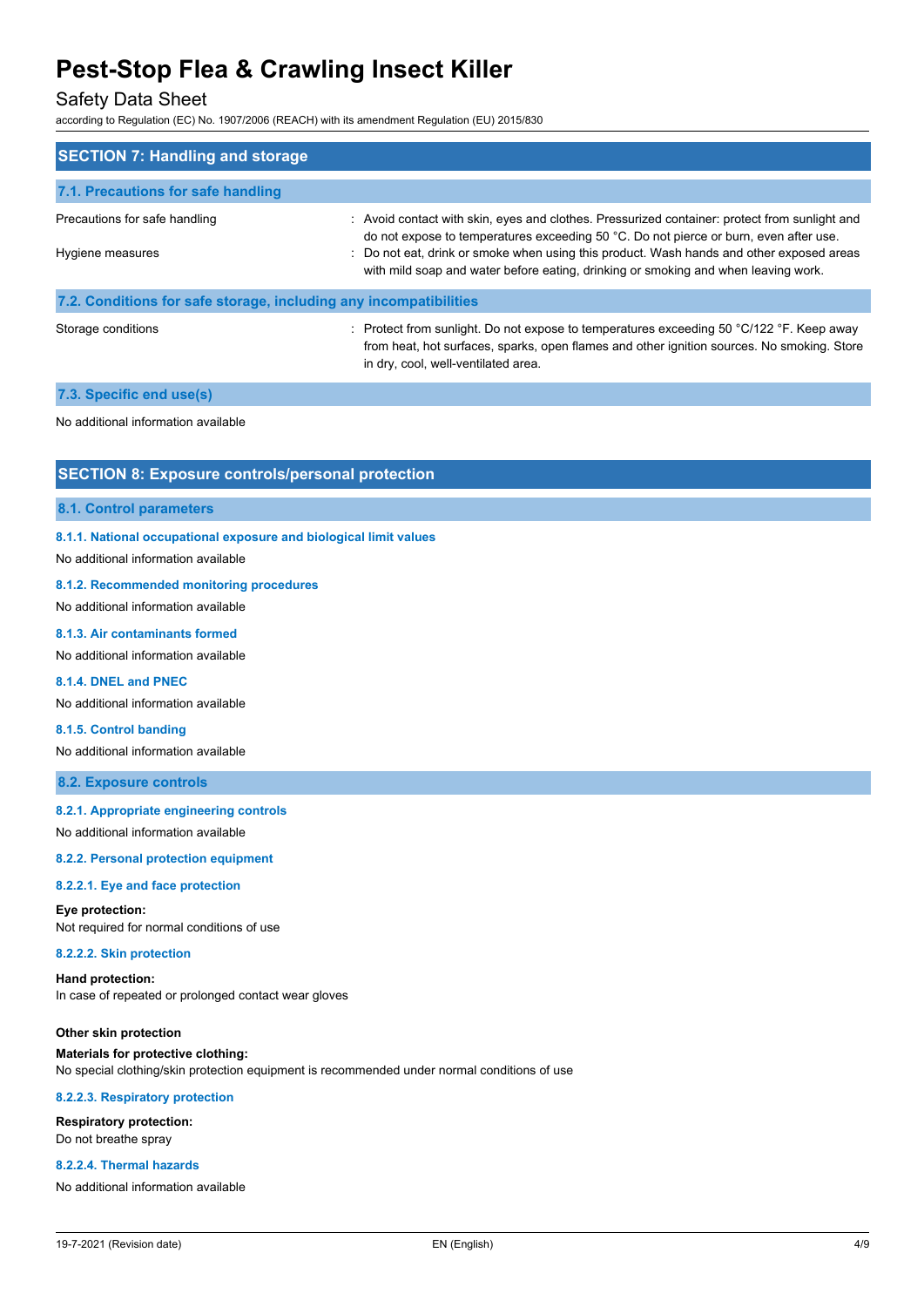## SECTION 7: Handling and storage

### 7.1. Precautions for safe handling

| | |
|---|---|
| Precautions for safe handling | : Avoid contact with skin, eyes and clothes. Pressurized container: protect from sunlight and do not expose to temperatures exceeding 50 °C. Do not pierce or burn, even after use. |
| Hygiene measures | : Do not eat, drink or smoke when using this product. Wash hands and other exposed areas with mild soap and water before eating, drinking or smoking and when leaving work. |

### 7.2. Conditions for safe storage, including any incompatibilities

| | |
|---|---|
| Storage conditions | : Protect from sunlight. Do not expose to temperatures exceeding 50 °C/122 °F. Keep away from heat, hot surfaces, sparks, open flames and other ignition sources. No smoking. Store in dry, cool, well-ventilated area. |

### 7.3. Specific end use(s)

No additional information available

## SECTION 8: Exposure controls/personal protection

### 8.1. Control parameters

#### 8.1.1. National occupational exposure and biological limit values

No additional information available

#### 8.1.2. Recommended monitoring procedures

No additional information available

#### 8.1.3. Air contaminants formed

No additional information available

#### 8.1.4. DNEL and PNEC

No additional information available

#### 8.1.5. Control banding

No additional information available

### 8.2. Exposure controls

#### 8.2.1. Appropriate engineering controls

No additional information available

#### 8.2.2. Personal protection equipment

#### 8.2.2.1. Eye and face protection

**Eye protection:**
Not required for normal conditions of use

#### 8.2.2.2. Skin protection

**Hand protection:**
In case of repeated or prolonged contact wear gloves

**Other skin protection**

**Materials for protective clothing:**
No special clothing/skin protection equipment is recommended under normal conditions of use

#### 8.2.2.3. Respiratory protection

**Respiratory protection:**
Do not breathe spray

#### 8.2.2.4. Thermal hazards

No additional information available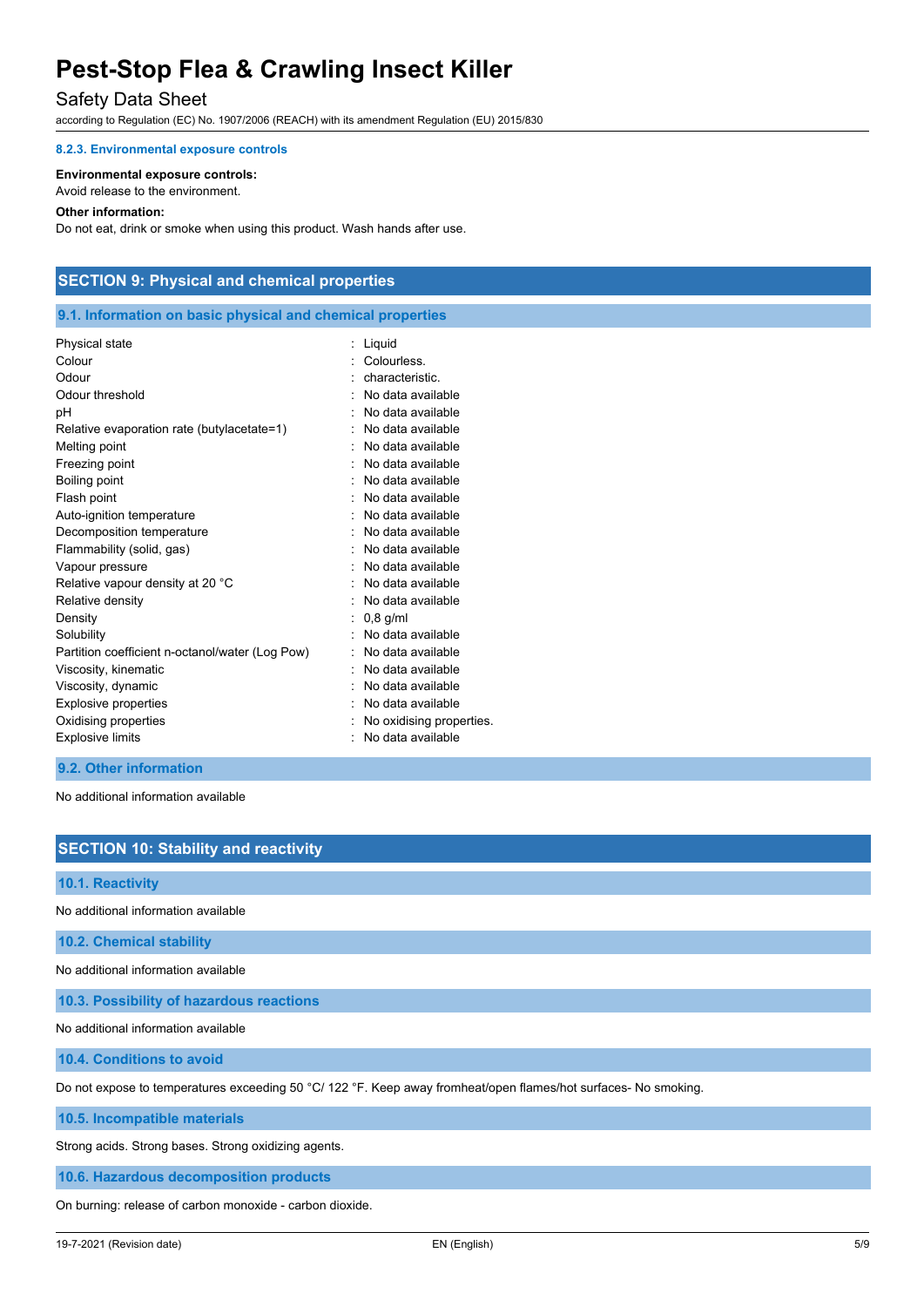#### 8.2.3. Environmental exposure controls

**Environmental exposure controls:**
Avoid release to the environment.

**Other information:**
Do not eat, drink or smoke when using this product. Wash hands after use.

## SECTION 9: Physical and chemical properties

### 9.1. Information on basic physical and chemical properties

| | |
|---|---|
| Physical state | : Liquid |
| Colour | : Colourless. |
| Odour | : characteristic. |
| Odour threshold | : No data available |
| pH | : No data available |
| Relative evaporation rate (butylacetate=1) | : No data available |
| Melting point | : No data available |
| Freezing point | : No data available |
| Boiling point | : No data available |
| Flash point | : No data available |
| Auto-ignition temperature | : No data available |
| Decomposition temperature | : No data available |
| Flammability (solid, gas) | : No data available |
| Vapour pressure | : No data available |
| Relative vapour density at 20 °C | : No data available |
| Relative density | : No data available |
| Density | : 0,8 g/ml |
| Solubility | : No data available |
| Partition coefficient n-octanol/water (Log Pow) | : No data available |
| Viscosity, kinematic | : No data available |
| Viscosity, dynamic | : No data available |
| Explosive properties | : No data available |
| Oxidising properties | : No oxidising properties. |
| Explosive limits | : No data available |

### 9.2. Other information

No additional information available

## SECTION 10: Stability and reactivity

### 10.1. Reactivity

No additional information available

### 10.2. Chemical stability

No additional information available

### 10.3. Possibility of hazardous reactions

No additional information available

### 10.4. Conditions to avoid

Do not expose to temperatures exceeding 50 °C/ 122 °F. Keep away fromheat/open flames/hot surfaces- No smoking.

### 10.5. Incompatible materials

Strong acids. Strong bases. Strong oxidizing agents.

### 10.6. Hazardous decomposition products

On burning: release of carbon monoxide - carbon dioxide.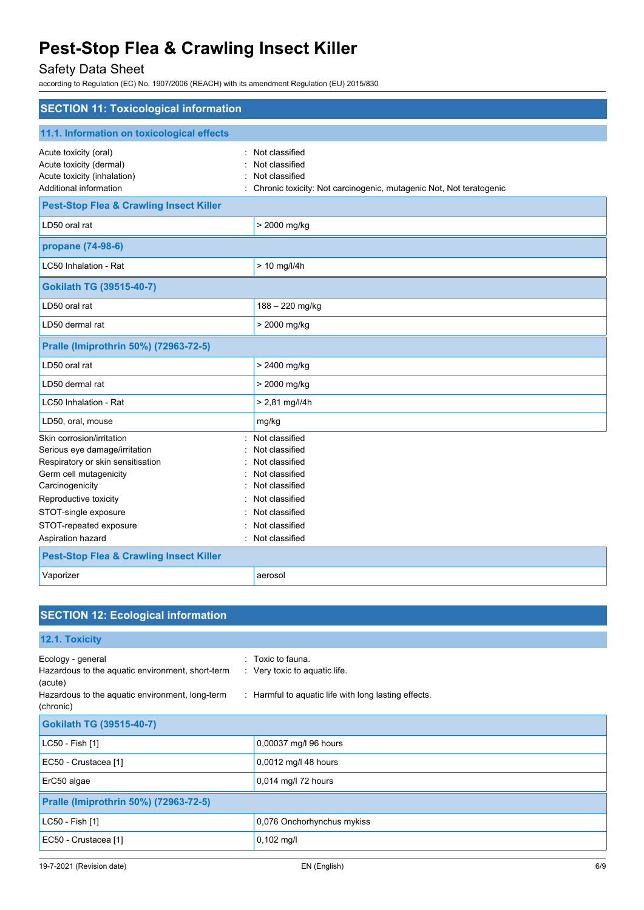# Pest-Stop Flea & Crawling Insect Killer

Safety Data Sheet

according to Regulation (EC) No. 1907/2006 (REACH) with its amendment Regulation (EU) 2015/830

## SECTION 11: Toxicological information

### 11.1. Information on toxicological effects

Acute toxicity (oral) : Not classified
Acute toxicity (dermal) : Not classified
Acute toxicity (inhalation) : Not classified
Additional information : Chronic toxicity: Not carcinogenic, mutagenic Not, Not teratogenic

| **Pest-Stop Flea & Crawling Insect Killer** | |
|---|---|
| LD50 oral rat | > 2000 mg/kg |
| **propane (74-98-6)** | |
| LC50 Inhalation - Rat | > 10 mg/l/4h |
| **Gokilath TG (39515-40-7)** | |
| LD50 oral rat | 188 – 220 mg/kg |
| LD50 dermal rat | > 2000 mg/kg |
| **Pralle (Imiprothrin 50%) (72963-72-5)** | |
| LD50 oral rat | > 2400 mg/kg |
| LD50 dermal rat | > 2000 mg/kg |
| LC50 Inhalation - Rat | > 2,81 mg/l/4h |
| LD50, oral, mouse | mg/kg |

Skin corrosion/irritation : Not classified
Serious eye damage/irritation : Not classified
Respiratory or skin sensitisation : Not classified
Germ cell mutagenicity : Not classified
Carcinogenicity : Not classified
Reproductive toxicity : Not classified
STOT-single exposure : Not classified
STOT-repeated exposure : Not classified
Aspiration hazard : Not classified

| **Pest-Stop Flea & Crawling Insect Killer** | |
|---|---|
| Vaporizer | aerosol |

## SECTION 12: Ecological information

### 12.1. Toxicity

Ecology - general : Toxic to fauna.
Hazardous to the aquatic environment, short-term (acute) : Very toxic to aquatic life.
Hazardous to the aquatic environment, long-term (chronic) : Harmful to aquatic life with long lasting effects.

| **Gokilath TG (39515-40-7)** | |
|---|---|
| LC50 - Fish [1] | 0,00037 mg/l 96 hours |
| EC50 - Crustacea [1] | 0,0012 mg/l 48 hours |
| ErC50 algae | 0,014 mg/l 72 hours |
| **Pralle (Imiprothrin 50%) (72963-72-5)** | |
| LC50 - Fish [1] | 0,076 Onchorhynchus mykiss |
| EC50 - Crustacea [1] | 0,102 mg/l |

19-7-2021 (Revision date) EN (English)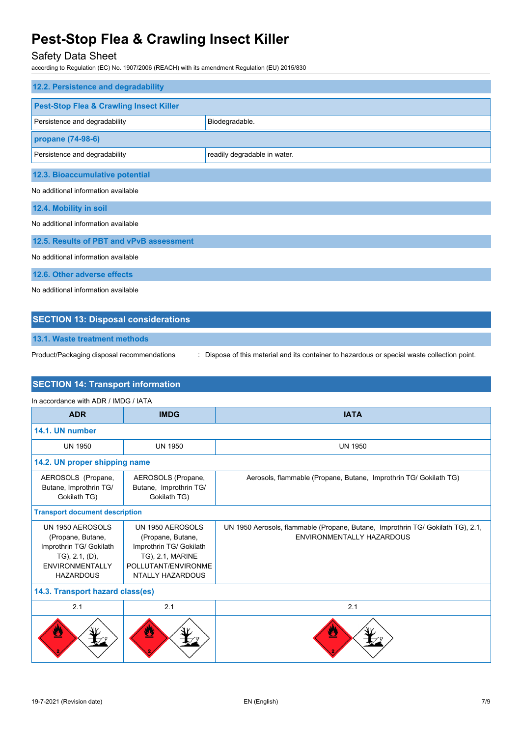### 12.2. Persistence and degradability

| Pest-Stop Flea & Crawling Insect Killer | |
|---|---|
| Persistence and degradability | Biodegradable. |
| **propane (74-98-6)** | |
| Persistence and degradability | readily degradable in water. |

### 12.3. Bioaccumulative potential

No additional information available

### 12.4. Mobility in soil

No additional information available

### 12.5. Results of PBT and vPvB assessment

No additional information available

### 12.6. Other adverse effects

No additional information available

## SECTION 13: Disposal considerations

### 13.1. Waste treatment methods

Product/Packaging disposal recommendations : Dispose of this material and its container to hazardous or special waste collection point.

## SECTION 14: Transport information

In accordance with ADR / IMDG / IATA

| ADR | IMDG | IATA |
|---|---|---|
| **14.1. UN number** | | |
| UN 1950 | UN 1950 | UN 1950 |
| **14.2. UN proper shipping name** | | |
| AEROSOLS (Propane, Butane, Improthrin TG/ Gokilath TG) | AEROSOLS (Propane, Butane, Improthrin TG/ Gokilath TG) | Aerosols, flammable (Propane, Butane, Improthrin TG/ Gokilath TG) |
| **Transport document description** | | |
| UN 1950 AEROSOLS (Propane, Butane, Improthrin TG/ Gokilath TG), 2.1, (D), ENVIRONMENTALLY HAZARDOUS | UN 1950 AEROSOLS (Propane, Butane, Improthrin TG/ Gokilath TG), 2.1, MARINE POLLUTANT/ENVIRONMENTALLY HAZARDOUS | UN 1950 Aerosols, flammable (Propane, Butane, Improthrin TG/ Gokilath TG), 2.1, ENVIRONMENTALLY HAZARDOUS |
| **14.3. Transport hazard class(es)** | | |
| 2.1 | 2.1 | 2.1 |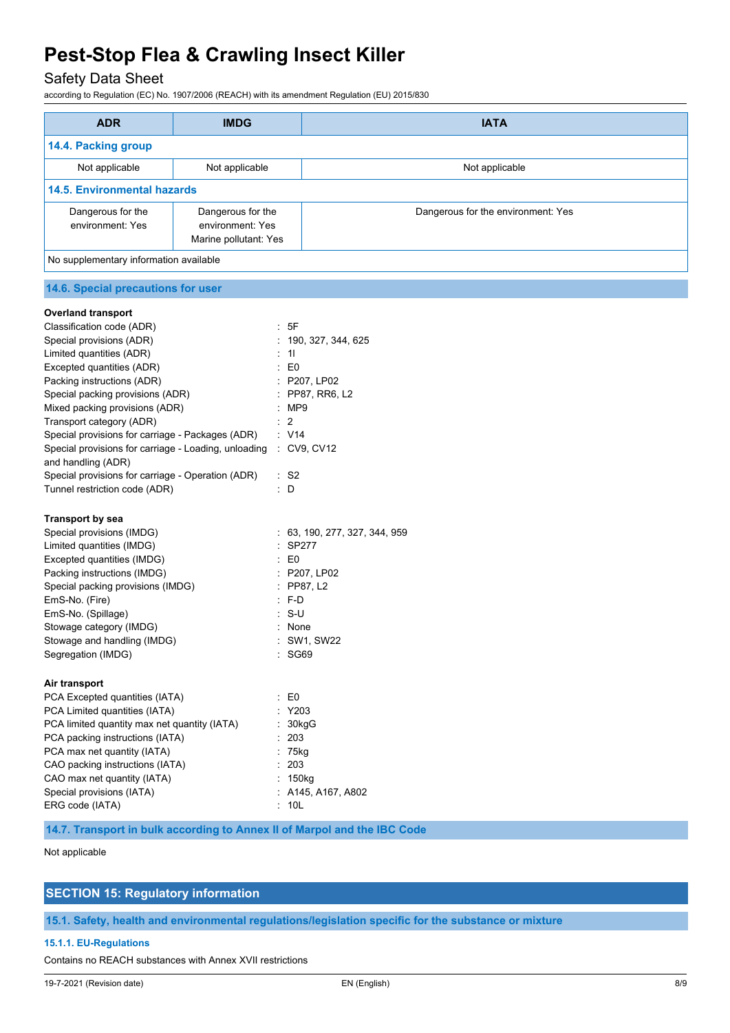| ADR | IMDG | IATA |
|---|---|---|
| **14.4. Packing group** | | |
| Not applicable | Not applicable | Not applicable |
| **14.5. Environmental hazards** | | |
| Dangerous for the environment: Yes | Dangerous for the environment: Yes<br>Marine pollutant: Yes | Dangerous for the environment: Yes |
| No supplementary information available | | |

### 14.6. Special precautions for user

**Overland transport**

| | |
|---|---|
| Classification code (ADR) | : 5F |
| Special provisions (ADR) | : 190, 327, 344, 625 |
| Limited quantities (ADR) | : 1l |
| Excepted quantities (ADR) | : E0 |
| Packing instructions (ADR) | : P207, LP02 |
| Special packing provisions (ADR) | : PP87, RR6, L2 |
| Mixed packing provisions (ADR) | : MP9 |
| Transport category (ADR) | : 2 |
| Special provisions for carriage - Packages (ADR) | : V14 |
| Special provisions for carriage - Loading, unloading and handling (ADR) | : CV9, CV12 |
| Special provisions for carriage - Operation (ADR) | : S2 |
| Tunnel restriction code (ADR) | : D |

**Transport by sea**

| | |
|---|---|
| Special provisions (IMDG) | : 63, 190, 277, 327, 344, 959 |
| Limited quantities (IMDG) | : SP277 |
| Excepted quantities (IMDG) | : E0 |
| Packing instructions (IMDG) | : P207, LP02 |
| Special packing provisions (IMDG) | : PP87, L2 |
| EmS-No. (Fire) | : F-D |
| EmS-No. (Spillage) | : S-U |
| Stowage category (IMDG) | : None |
| Stowage and handling (IMDG) | : SW1, SW22 |
| Segregation (IMDG) | : SG69 |

**Air transport**

| | |
|---|---|
| PCA Excepted quantities (IATA) | : E0 |
| PCA Limited quantities (IATA) | : Y203 |
| PCA limited quantity max net quantity (IATA) | : 30kgG |
| PCA packing instructions (IATA) | : 203 |
| PCA max net quantity (IATA) | : 75kg |
| CAO packing instructions (IATA) | : 203 |
| CAO max net quantity (IATA) | : 150kg |
| Special provisions (IATA) | : A145, A167, A802 |
| ERG code (IATA) | : 10L |

### 14.7. Transport in bulk according to Annex II of Marpol and the IBC Code

Not applicable

## SECTION 15: Regulatory information

### 15.1. Safety, health and environmental regulations/legislation specific for the substance or mixture

#### 15.1.1. EU-Regulations

Contains no REACH substances with Annex XVII restrictions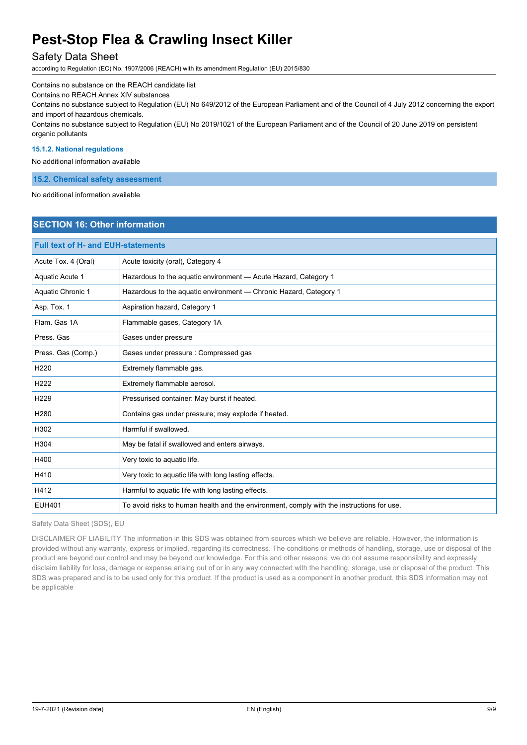Contains no substance on the REACH candidate list

Contains no REACH Annex XIV substances

Contains no substance subject to Regulation (EU) No 649/2012 of the European Parliament and of the Council of 4 July 2012 concerning the export and import of hazardous chemicals.

Contains no substance subject to Regulation (EU) No 2019/1021 of the European Parliament and of the Council of 20 June 2019 on persistent organic pollutants

#### 15.1.2. National regulations

No additional information available

### 15.2. Chemical safety assessment

No additional information available

## SECTION 16: Other information

| Full text of H- and EUH-statements | |
|---|---|
| Acute Tox. 4 (Oral) | Acute toxicity (oral), Category 4 |
| Aquatic Acute 1 | Hazardous to the aquatic environment — Acute Hazard, Category 1 |
| Aquatic Chronic 1 | Hazardous to the aquatic environment — Chronic Hazard, Category 1 |
| Asp. Tox. 1 | Aspiration hazard, Category 1 |
| Flam. Gas 1A | Flammable gases, Category 1A |
| Press. Gas | Gases under pressure |
| Press. Gas (Comp.) | Gases under pressure : Compressed gas |
| H220 | Extremely flammable gas. |
| H222 | Extremely flammable aerosol. |
| H229 | Pressurised container: May burst if heated. |
| H280 | Contains gas under pressure; may explode if heated. |
| H302 | Harmful if swallowed. |
| H304 | May be fatal if swallowed and enters airways. |
| H400 | Very toxic to aquatic life. |
| H410 | Very toxic to aquatic life with long lasting effects. |
| H412 | Harmful to aquatic life with long lasting effects. |
| EUH401 | To avoid risks to human health and the environment, comply with the instructions for use. |

Safety Data Sheet (SDS), EU

DISCLAIMER OF LIABILITY The information in this SDS was obtained from sources which we believe are reliable. However, the information is provided without any warranty, express or implied, regarding its correctness. The conditions or methods of handling, storage, use or disposal of the product are beyond our control and may be beyond our knowledge. For this and other reasons, we do not assume responsibility and expressly disclaim liability for loss, damage or expense arising out of or in any way connected with the handling, storage, use or disposal of the product. This SDS was prepared and is to be used only for this product. If the product is used as a component in another product, this SDS information may not be applicable